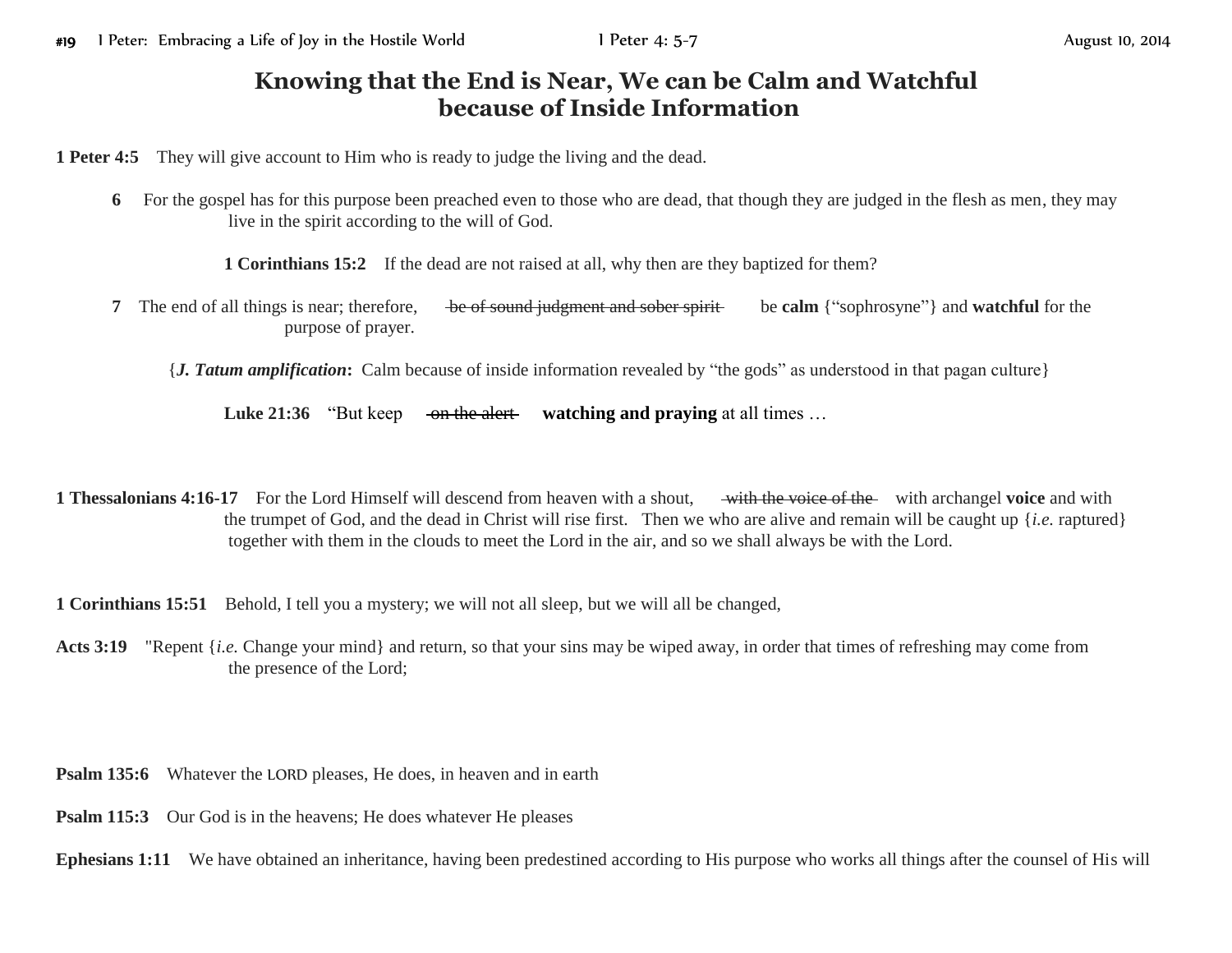# Knowing that the End is Near, We can be Calm and Watchful because of Inside Information

**1 Peter 4:5** They will give account to Him who is ready to judge the living and the dead.

**6** For the gospel has for this purpose been preached even to those who are dead, that though they are judged in the flesh as men, they may live in the spirit according to the will of God.

**1 Corinthians 15:2** If the dead are not raised at all, why then are they baptized for them?

**7** The end of all things is near; therefore, ~~be of sound judgment and sober spirit~~ be **calm** {"sophrosyne"} and **watchful** for the purpose of prayer.

{***J. Tatum amplification*:** Calm because of inside information revealed by "the gods" as understood in that pagan culture}

**Luke 21:36** "But keep ~~on the alert~~ **watching and praying** at all times …

**1 Thessalonians 4:16-17** For the Lord Himself will descend from heaven with a shout, ~~with the voice of the~~ with archangel **voice** and with the trumpet of God, and the dead in Christ will rise first. Then we who are alive and remain will be caught up {*i.e.* raptured} together with them in the clouds to meet the Lord in the air, and so we shall always be with the Lord.

**1 Corinthians 15:51** Behold, I tell you a mystery; we will not all sleep, but we will all be changed,

**Acts 3:19** "Repent {*i.e.* Change your mind} and return, so that your sins may be wiped away, in order that times of refreshing may come from the presence of the Lord;

**Psalm 135:6** Whatever the LORD pleases, He does, in heaven and in earth

**Psalm 115:3** Our God is in the heavens; He does whatever He pleases

**Ephesians 1:11** We have obtained an inheritance, having been predestined according to His purpose who works all things after the counsel of His will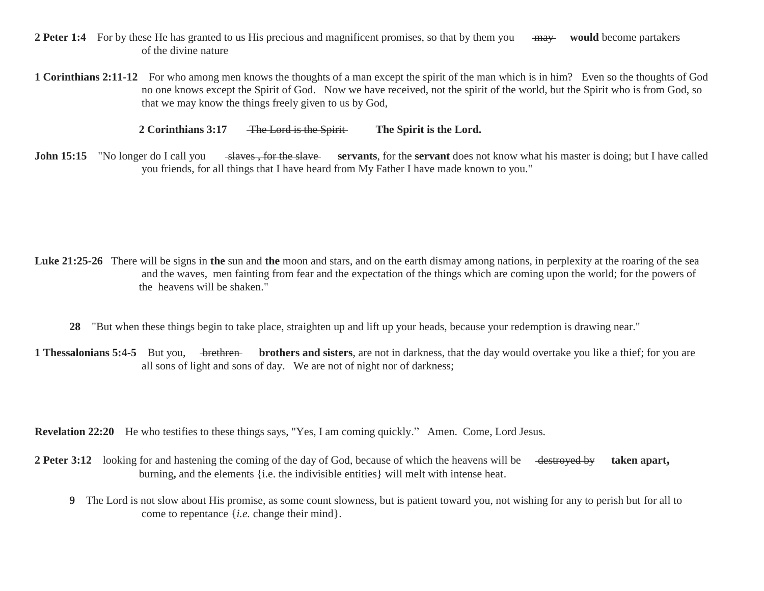**2 Peter 1:4** For by these He has granted to us His precious and magnificent promises, so that by them you ~~may~~ **would** become partakers of the divine nature

**1 Corinthians 2:11-12** For who among men knows the thoughts of a man except the spirit of the man which is in him? Even so the thoughts of God no one knows except the Spirit of God. Now we have received, not the spirit of the world, but the Spirit who is from God, so that we may know the things freely given to us by God,

**2 Corinthians 3:17** ~~The Lord is the Spirit~~ **The Spirit is the Lord.**

**John 15:15** "No longer do I call you ~~slaves , for the slave~~ **servants**, for the **servant** does not know what his master is doing; but I have called you friends, for all things that I have heard from My Father I have made known to you."

**Luke 21:25-26** There will be signs in **the** sun and **the** moon and stars, and on the earth dismay among nations, in perplexity at the roaring of the sea and the waves, men fainting from fear and the expectation of the things which are coming upon the world; for the powers of the heavens will be shaken."

**28** "But when these things begin to take place, straighten up and lift up your heads, because your redemption is drawing near."

**1 Thessalonians 5:4-5** But you, ~~brethren~~ **brothers and sisters**, are not in darkness, that the day would overtake you like a thief; for you are all sons of light and sons of day. We are not of night nor of darkness;

**Revelation 22:20** He who testifies to these things says, "Yes, I am coming quickly." Amen. Come, Lord Jesus.

**2 Peter 3:12** looking for and hastening the coming of the day of God, because of which the heavens will be ~~destroyed by~~ **taken apart,** burning**,** and the elements {i.e. the indivisible entities} will melt with intense heat.

**9** The Lord is not slow about His promise, as some count slowness, but is patient toward you, not wishing for any to perish but for all to come to repentance {*i.e.* change their mind}.